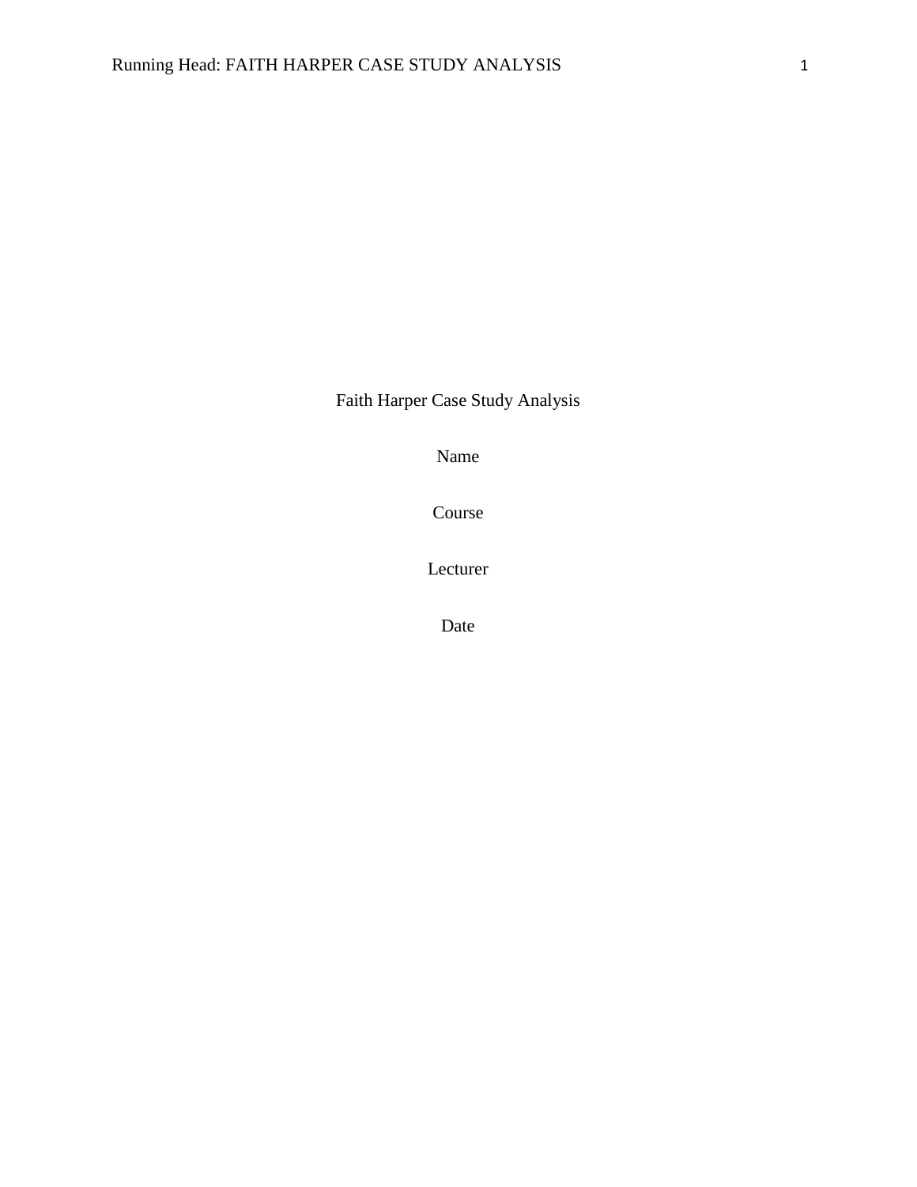# Faith Harper Case Study Analysis

Name

Course

Lecturer

Date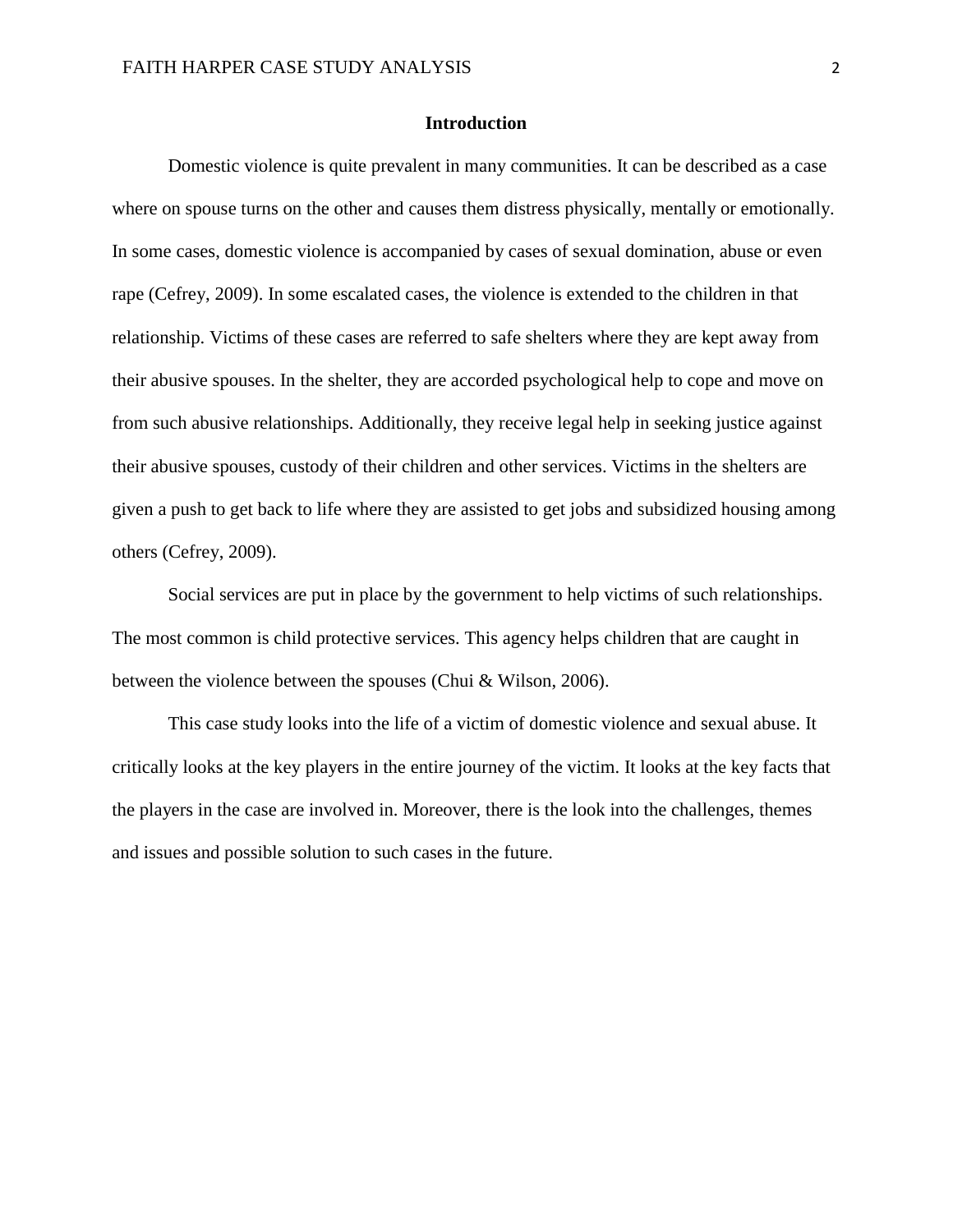## Introduction

Domestic violence is quite prevalent in many communities. It can be described as a case where on spouse turns on the other and causes them distress physically, mentally or emotionally. In some cases, domestic violence is accompanied by cases of sexual domination, abuse or even rape (Cefrey, 2009). In some escalated cases, the violence is extended to the children in that relationship. Victims of these cases are referred to safe shelters where they are kept away from their abusive spouses. In the shelter, they are accorded psychological help to cope and move on from such abusive relationships. Additionally, they receive legal help in seeking justice against their abusive spouses, custody of their children and other services. Victims in the shelters are given a push to get back to life where they are assisted to get jobs and subsidized housing among others (Cefrey, 2009).

Social services are put in place by the government to help victims of such relationships. The most common is child protective services. This agency helps children that are caught in between the violence between the spouses (Chui & Wilson, 2006).

This case study looks into the life of a victim of domestic violence and sexual abuse. It critically looks at the key players in the entire journey of the victim. It looks at the key facts that the players in the case are involved in. Moreover, there is the look into the challenges, themes and issues and possible solution to such cases in the future.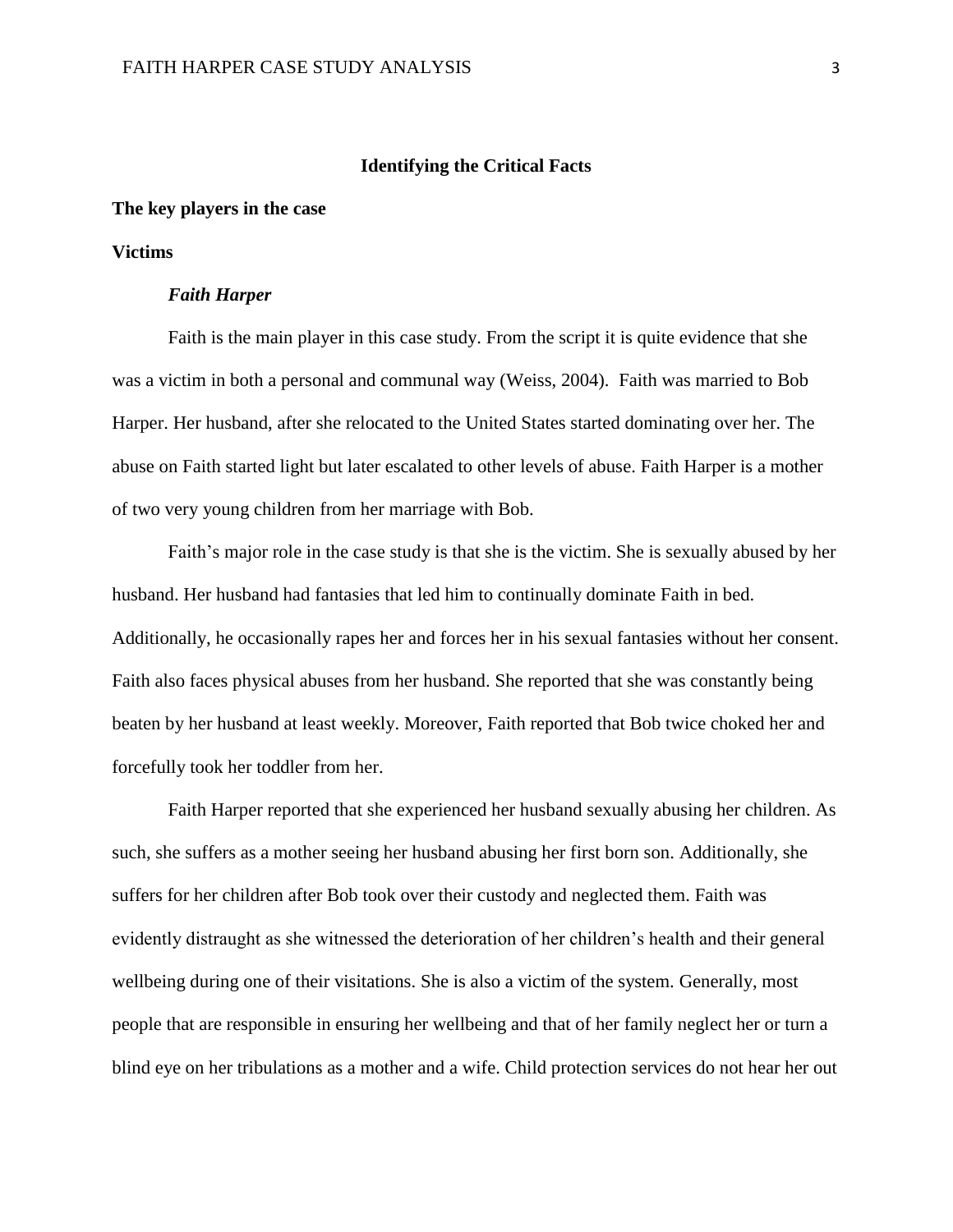## Identifying the Critical Facts

### The key players in the case

### Victims

#### *Faith Harper*

Faith is the main player in this case study. From the script it is quite evidence that she was a victim in both a personal and communal way (Weiss, 2004). Faith was married to Bob Harper. Her husband, after she relocated to the United States started dominating over her. The abuse on Faith started light but later escalated to other levels of abuse. Faith Harper is a mother of two very young children from her marriage with Bob.

Faith's major role in the case study is that she is the victim. She is sexually abused by her husband. Her husband had fantasies that led him to continually dominate Faith in bed. Additionally, he occasionally rapes her and forces her in his sexual fantasies without her consent. Faith also faces physical abuses from her husband. She reported that she was constantly being beaten by her husband at least weekly. Moreover, Faith reported that Bob twice choked her and forcefully took her toddler from her.

Faith Harper reported that she experienced her husband sexually abusing her children. As such, she suffers as a mother seeing her husband abusing her first born son. Additionally, she suffers for her children after Bob took over their custody and neglected them. Faith was evidently distraught as she witnessed the deterioration of her children's health and their general wellbeing during one of their visitations. She is also a victim of the system. Generally, most people that are responsible in ensuring her wellbeing and that of her family neglect her or turn a blind eye on her tribulations as a mother and a wife. Child protection services do not hear her out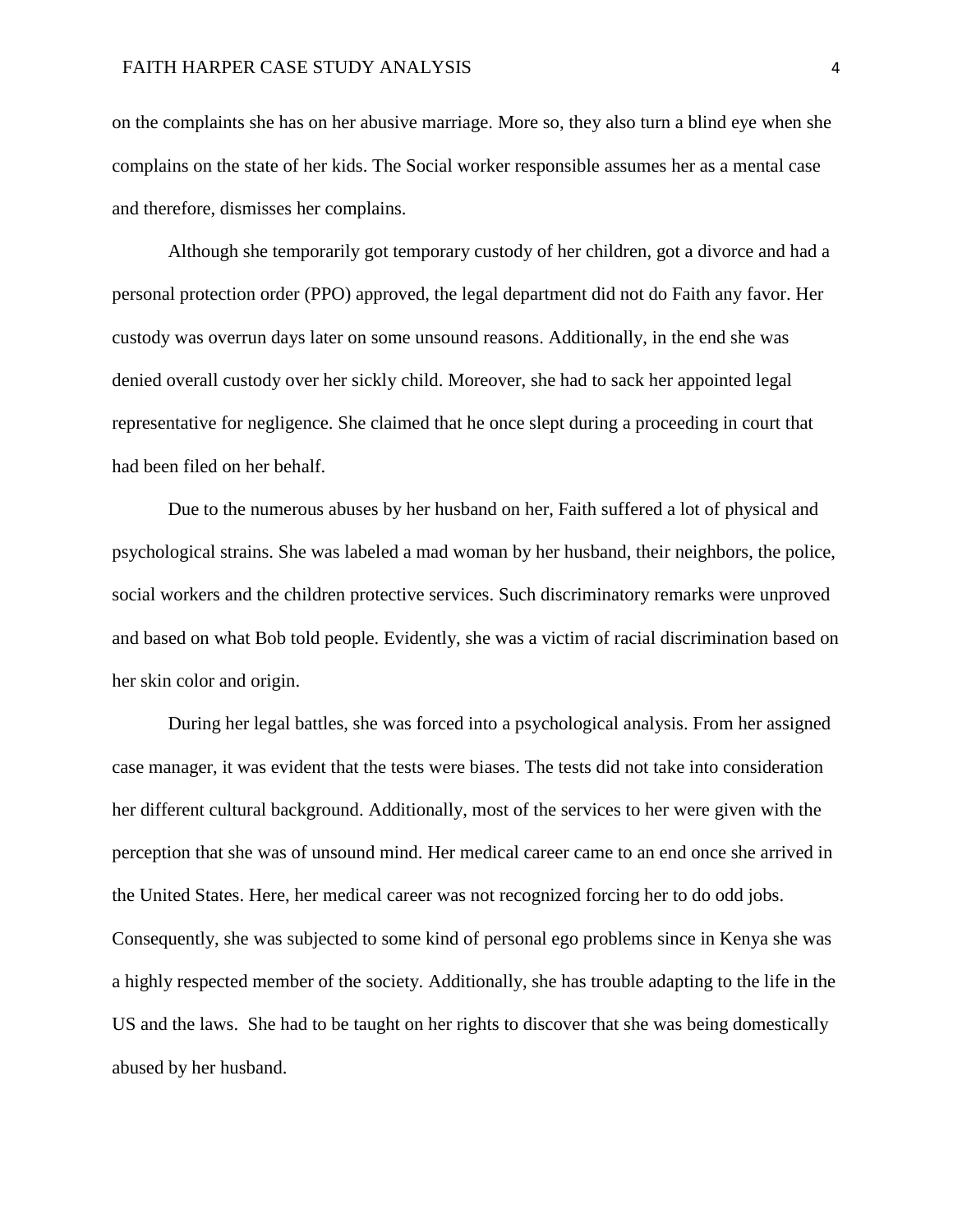on the complaints she has on her abusive marriage. More so, they also turn a blind eye when she complains on the state of her kids. The Social worker responsible assumes her as a mental case and therefore, dismisses her complains.

Although she temporarily got temporary custody of her children, got a divorce and had a personal protection order (PPO) approved, the legal department did not do Faith any favor. Her custody was overrun days later on some unsound reasons. Additionally, in the end she was denied overall custody over her sickly child. Moreover, she had to sack her appointed legal representative for negligence. She claimed that he once slept during a proceeding in court that had been filed on her behalf.

Due to the numerous abuses by her husband on her, Faith suffered a lot of physical and psychological strains. She was labeled a mad woman by her husband, their neighbors, the police, social workers and the children protective services. Such discriminatory remarks were unproved and based on what Bob told people. Evidently, she was a victim of racial discrimination based on her skin color and origin.

During her legal battles, she was forced into a psychological analysis. From her assigned case manager, it was evident that the tests were biases. The tests did not take into consideration her different cultural background. Additionally, most of the services to her were given with the perception that she was of unsound mind. Her medical career came to an end once she arrived in the United States. Here, her medical career was not recognized forcing her to do odd jobs. Consequently, she was subjected to some kind of personal ego problems since in Kenya she was a highly respected member of the society. Additionally, she has trouble adapting to the life in the US and the laws. She had to be taught on her rights to discover that she was being domestically abused by her husband.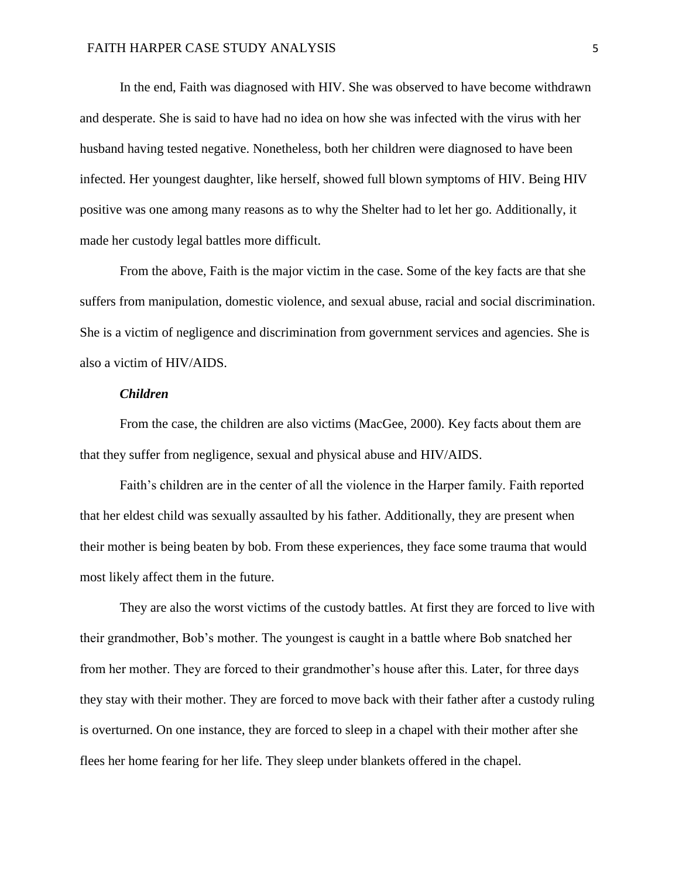In the end, Faith was diagnosed with HIV. She was observed to have become withdrawn and desperate. She is said to have had no idea on how she was infected with the virus with her husband having tested negative. Nonetheless, both her children were diagnosed to have been infected. Her youngest daughter, like herself, showed full blown symptoms of HIV. Being HIV positive was one among many reasons as to why the Shelter had to let her go. Additionally, it made her custody legal battles more difficult.

From the above, Faith is the major victim in the case. Some of the key facts are that she suffers from manipulation, domestic violence, and sexual abuse, racial and social discrimination. She is a victim of negligence and discrimination from government services and agencies. She is also a victim of HIV/AIDS.

### *Children*

From the case, the children are also victims (MacGee, 2000). Key facts about them are that they suffer from negligence, sexual and physical abuse and HIV/AIDS.

Faith's children are in the center of all the violence in the Harper family. Faith reported that her eldest child was sexually assaulted by his father. Additionally, they are present when their mother is being beaten by bob. From these experiences, they face some trauma that would most likely affect them in the future.

They are also the worst victims of the custody battles. At first they are forced to live with their grandmother, Bob's mother. The youngest is caught in a battle where Bob snatched her from her mother. They are forced to their grandmother's house after this. Later, for three days they stay with their mother. They are forced to move back with their father after a custody ruling is overturned. On one instance, they are forced to sleep in a chapel with their mother after she flees her home fearing for her life. They sleep under blankets offered in the chapel.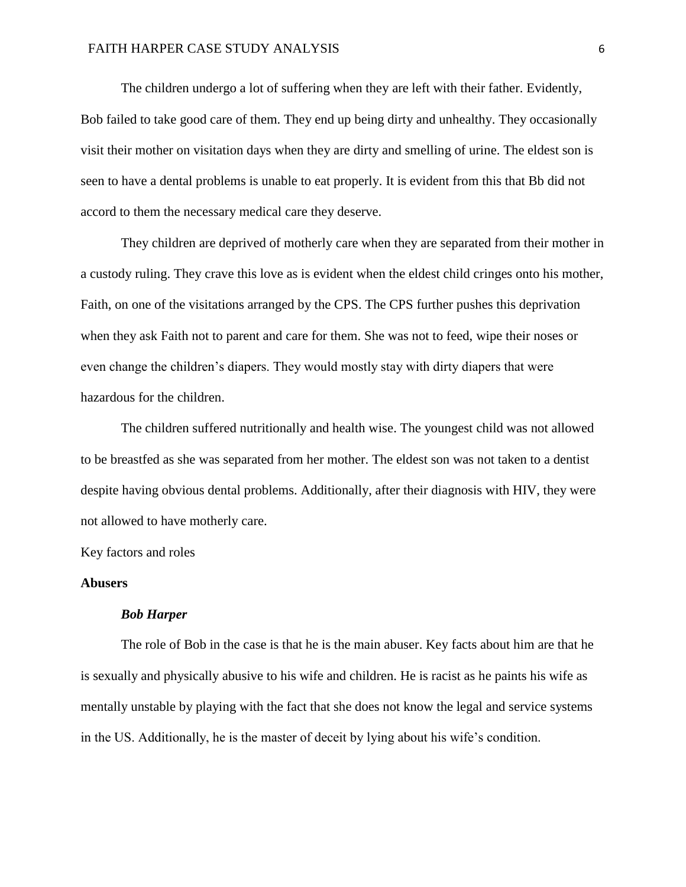The children undergo a lot of suffering when they are left with their father. Evidently, Bob failed to take good care of them. They end up being dirty and unhealthy. They occasionally visit their mother on visitation days when they are dirty and smelling of urine. The eldest son is seen to have a dental problems is unable to eat properly. It is evident from this that Bb did not accord to them the necessary medical care they deserve.

They children are deprived of motherly care when they are separated from their mother in a custody ruling. They crave this love as is evident when the eldest child cringes onto his mother, Faith, on one of the visitations arranged by the CPS. The CPS further pushes this deprivation when they ask Faith not to parent and care for them. She was not to feed, wipe their noses or even change the children's diapers. They would mostly stay with dirty diapers that were hazardous for the children.

The children suffered nutritionally and health wise. The youngest child was not allowed to be breastfed as she was separated from her mother. The eldest son was not taken to a dentist despite having obvious dental problems. Additionally, after their diagnosis with HIV, they were not allowed to have motherly care.

Key factors and roles

## Abusers

### *Bob Harper*

The role of Bob in the case is that he is the main abuser. Key facts about him are that he is sexually and physically abusive to his wife and children. He is racist as he paints his wife as mentally unstable by playing with the fact that she does not know the legal and service systems in the US. Additionally, he is the master of deceit by lying about his wife's condition.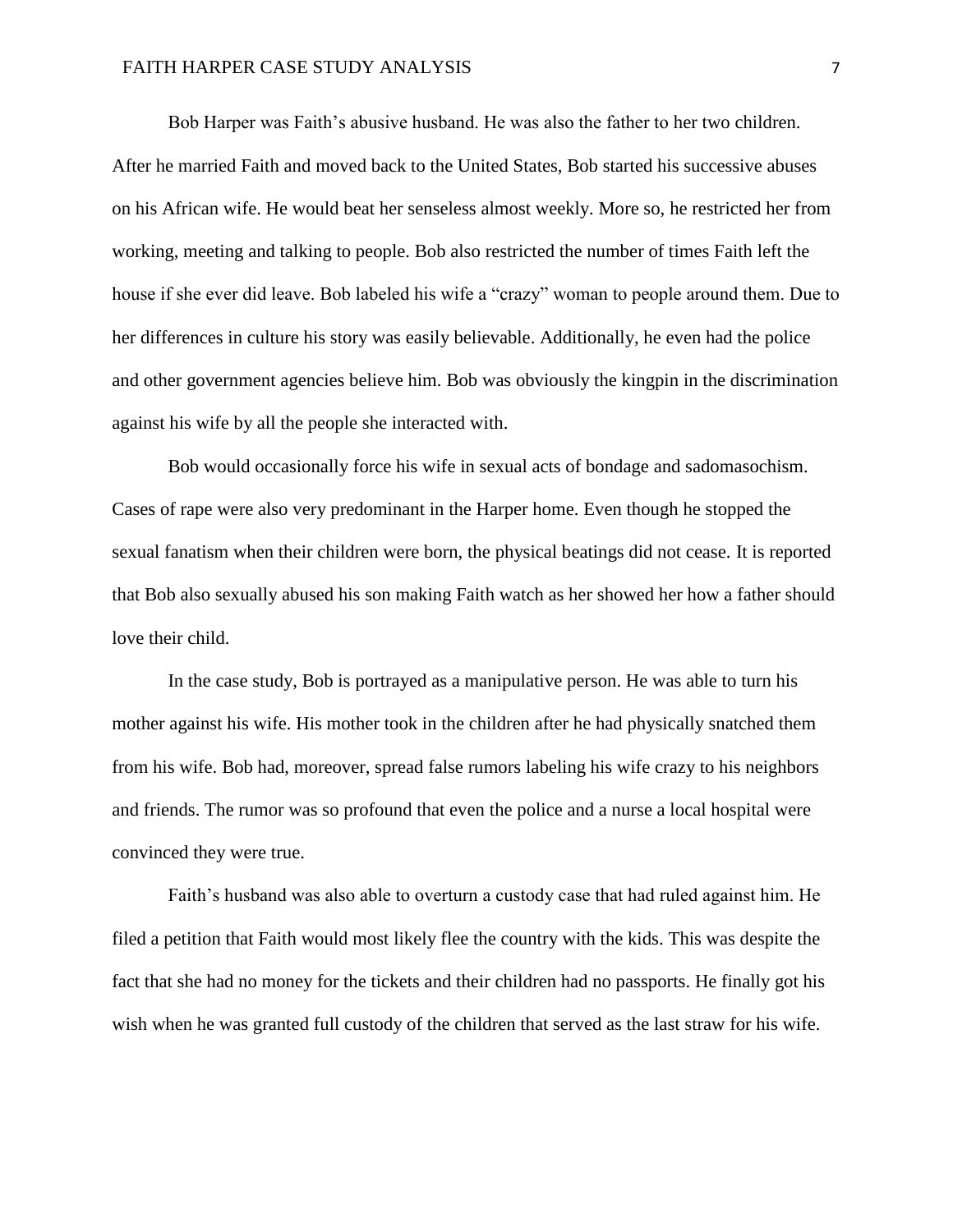Bob Harper was Faith's abusive husband. He was also the father to her two children. After he married Faith and moved back to the United States, Bob started his successive abuses on his African wife. He would beat her senseless almost weekly. More so, he restricted her from working, meeting and talking to people. Bob also restricted the number of times Faith left the house if she ever did leave. Bob labeled his wife a "crazy" woman to people around them. Due to her differences in culture his story was easily believable. Additionally, he even had the police and other government agencies believe him. Bob was obviously the kingpin in the discrimination against his wife by all the people she interacted with.

Bob would occasionally force his wife in sexual acts of bondage and sadomasochism. Cases of rape were also very predominant in the Harper home. Even though he stopped the sexual fanatism when their children were born, the physical beatings did not cease. It is reported that Bob also sexually abused his son making Faith watch as her showed her how a father should love their child.

In the case study, Bob is portrayed as a manipulative person. He was able to turn his mother against his wife. His mother took in the children after he had physically snatched them from his wife. Bob had, moreover, spread false rumors labeling his wife crazy to his neighbors and friends. The rumor was so profound that even the police and a nurse a local hospital were convinced they were true.

Faith's husband was also able to overturn a custody case that had ruled against him. He filed a petition that Faith would most likely flee the country with the kids. This was despite the fact that she had no money for the tickets and their children had no passports. He finally got his wish when he was granted full custody of the children that served as the last straw for his wife.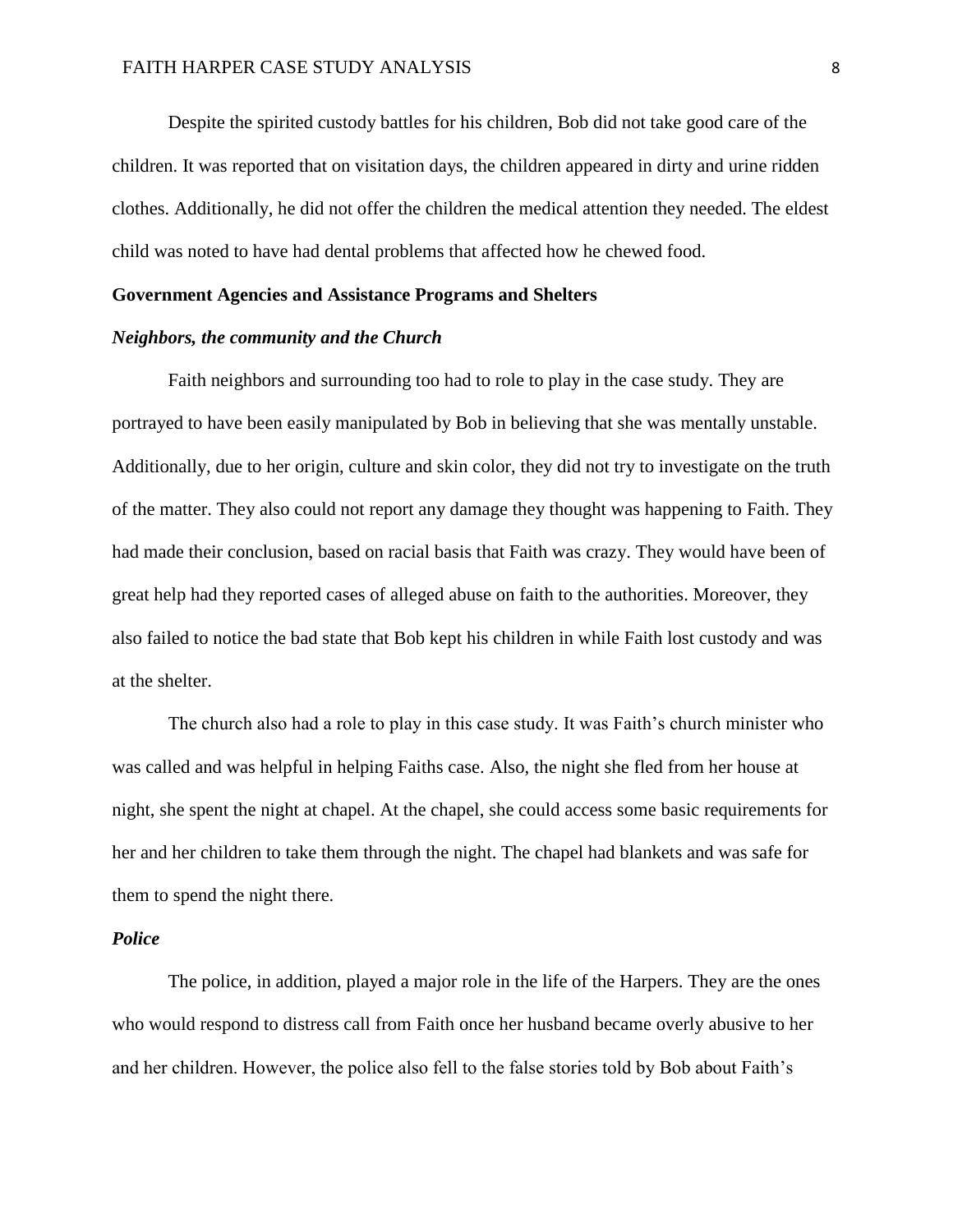Despite the spirited custody battles for his children, Bob did not take good care of the children. It was reported that on visitation days, the children appeared in dirty and urine ridden clothes. Additionally, he did not offer the children the medical attention they needed. The eldest child was noted to have had dental problems that affected how he chewed food.

## Government Agencies and Assistance Programs and Shelters

### *Neighbors, the community and the Church*

Faith neighbors and surrounding too had to role to play in the case study. They are portrayed to have been easily manipulated by Bob in believing that she was mentally unstable. Additionally, due to her origin, culture and skin color, they did not try to investigate on the truth of the matter. They also could not report any damage they thought was happening to Faith. They had made their conclusion, based on racial basis that Faith was crazy. They would have been of great help had they reported cases of alleged abuse on faith to the authorities. Moreover, they also failed to notice the bad state that Bob kept his children in while Faith lost custody and was at the shelter.

The church also had a role to play in this case study. It was Faith's church minister who was called and was helpful in helping Faiths case. Also, the night she fled from her house at night, she spent the night at chapel. At the chapel, she could access some basic requirements for her and her children to take them through the night. The chapel had blankets and was safe for them to spend the night there.

### *Police*

The police, in addition, played a major role in the life of the Harpers. They are the ones who would respond to distress call from Faith once her husband became overly abusive to her and her children. However, the police also fell to the false stories told by Bob about Faith's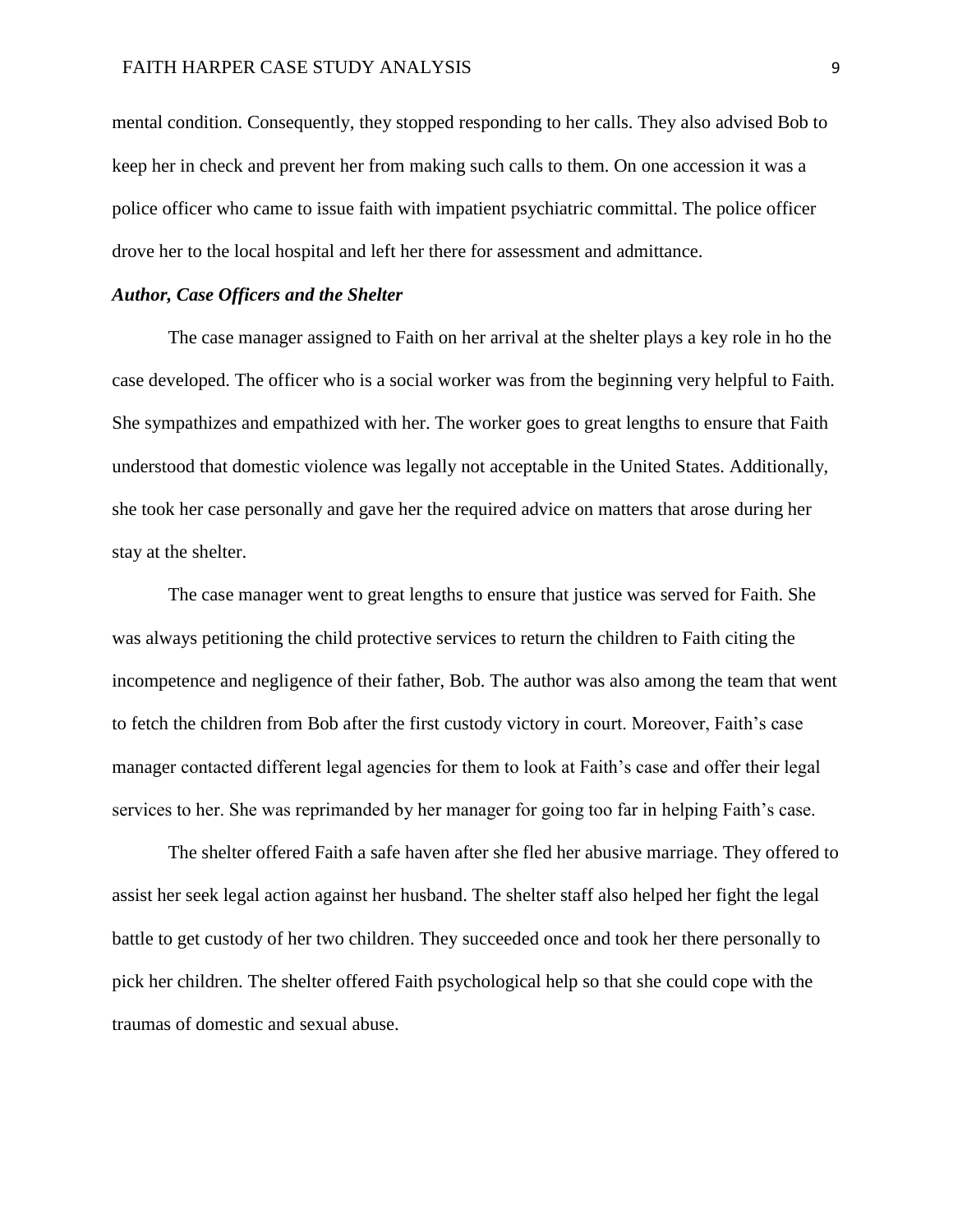mental condition. Consequently, they stopped responding to her calls. They also advised Bob to keep her in check and prevent her from making such calls to them. On one accession it was a police officer who came to issue faith with impatient psychiatric committal. The police officer drove her to the local hospital and left her there for assessment and admittance.

### *Author, Case Officers and the Shelter*

The case manager assigned to Faith on her arrival at the shelter plays a key role in ho the case developed. The officer who is a social worker was from the beginning very helpful to Faith. She sympathizes and empathized with her. The worker goes to great lengths to ensure that Faith understood that domestic violence was legally not acceptable in the United States. Additionally, she took her case personally and gave her the required advice on matters that arose during her stay at the shelter.

The case manager went to great lengths to ensure that justice was served for Faith. She was always petitioning the child protective services to return the children to Faith citing the incompetence and negligence of their father, Bob. The author was also among the team that went to fetch the children from Bob after the first custody victory in court. Moreover, Faith's case manager contacted different legal agencies for them to look at Faith's case and offer their legal services to her. She was reprimanded by her manager for going too far in helping Faith's case.

The shelter offered Faith a safe haven after she fled her abusive marriage. They offered to assist her seek legal action against her husband. The shelter staff also helped her fight the legal battle to get custody of her two children. They succeeded once and took her there personally to pick her children. The shelter offered Faith psychological help so that she could cope with the traumas of domestic and sexual abuse.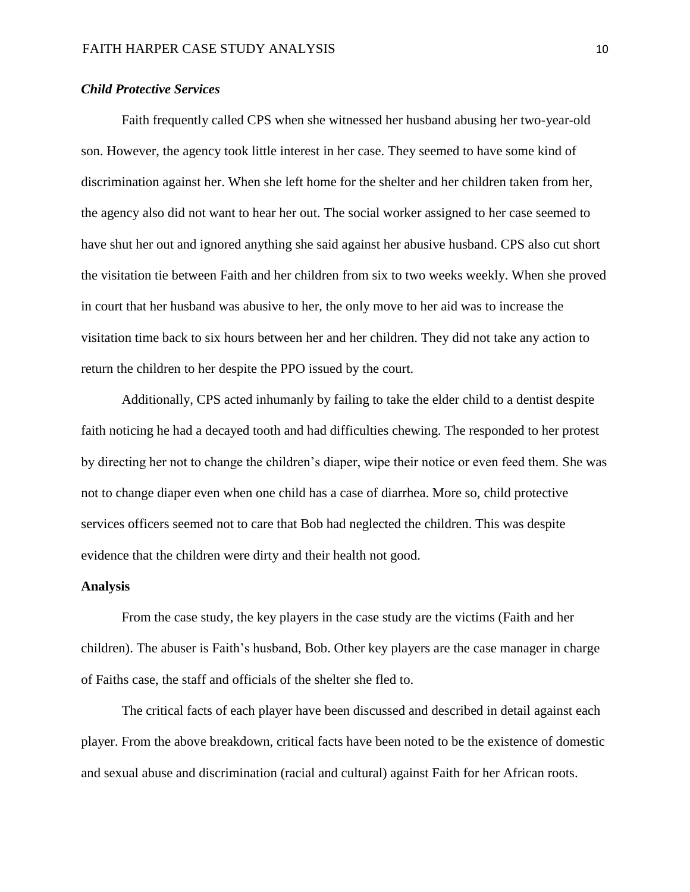### *Child Protective Services*

Faith frequently called CPS when she witnessed her husband abusing her two-year-old son. However, the agency took little interest in her case. They seemed to have some kind of discrimination against her. When she left home for the shelter and her children taken from her, the agency also did not want to hear her out. The social worker assigned to her case seemed to have shut her out and ignored anything she said against her abusive husband. CPS also cut short the visitation tie between Faith and her children from six to two weeks weekly. When she proved in court that her husband was abusive to her, the only move to her aid was to increase the visitation time back to six hours between her and her children. They did not take any action to return the children to her despite the PPO issued by the court.

Additionally, CPS acted inhumanly by failing to take the elder child to a dentist despite faith noticing he had a decayed tooth and had difficulties chewing. The responded to her protest by directing her not to change the children's diaper, wipe their notice or even feed them. She was not to change diaper even when one child has a case of diarrhea. More so, child protective services officers seemed not to care that Bob had neglected the children. This was despite evidence that the children were dirty and their health not good.

### **Analysis**

From the case study, the key players in the case study are the victims (Faith and her children). The abuser is Faith's husband, Bob. Other key players are the case manager in charge of Faiths case, the staff and officials of the shelter she fled to.

The critical facts of each player have been discussed and described in detail against each player. From the above breakdown, critical facts have been noted to be the existence of domestic and sexual abuse and discrimination (racial and cultural) against Faith for her African roots.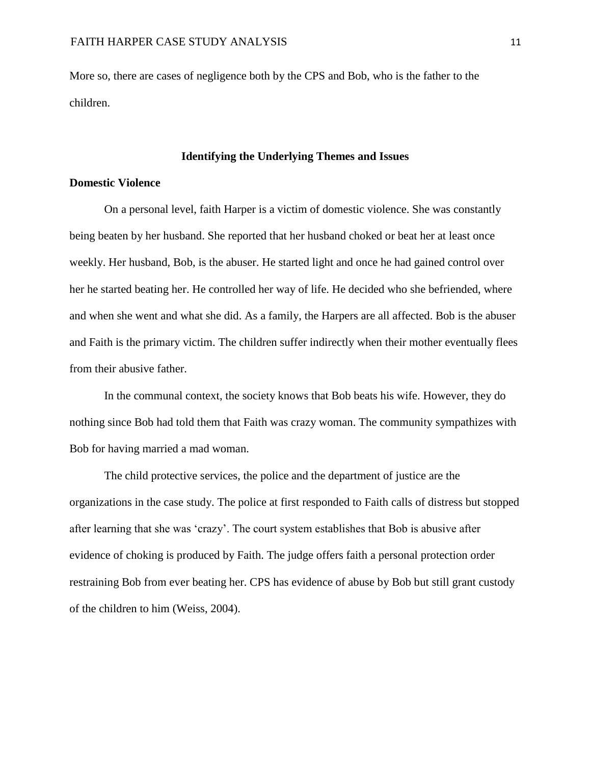More so, there are cases of negligence both by the CPS and Bob, who is the father to the children.

## Identifying the Underlying Themes and Issues

### Domestic Violence

On a personal level, faith Harper is a victim of domestic violence. She was constantly being beaten by her husband. She reported that her husband choked or beat her at least once weekly. Her husband, Bob, is the abuser. He started light and once he had gained control over her he started beating her. He controlled her way of life. He decided who she befriended, where and when she went and what she did. As a family, the Harpers are all affected. Bob is the abuser and Faith is the primary victim. The children suffer indirectly when their mother eventually flees from their abusive father.

In the communal context, the society knows that Bob beats his wife. However, they do nothing since Bob had told them that Faith was crazy woman. The community sympathizes with Bob for having married a mad woman.

The child protective services, the police and the department of justice are the organizations in the case study. The police at first responded to Faith calls of distress but stopped after learning that she was 'crazy'. The court system establishes that Bob is abusive after evidence of choking is produced by Faith. The judge offers faith a personal protection order restraining Bob from ever beating her. CPS has evidence of abuse by Bob but still grant custody of the children to him (Weiss, 2004).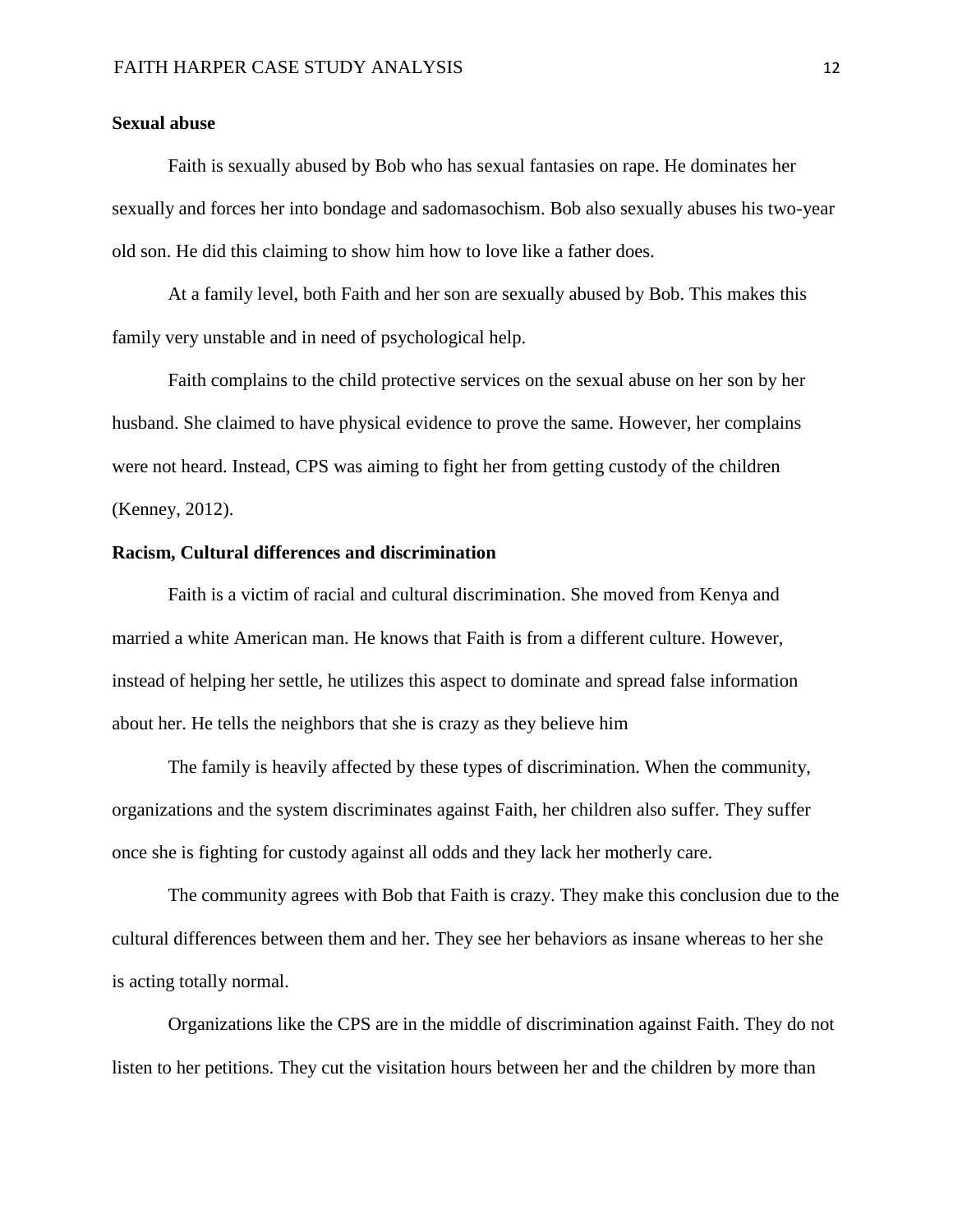**Sexual abuse**

Faith is sexually abused by Bob who has sexual fantasies on rape. He dominates her sexually and forces her into bondage and sadomasochism. Bob also sexually abuses his two-year old son. He did this claiming to show him how to love like a father does.

At a family level, both Faith and her son are sexually abused by Bob. This makes this family very unstable and in need of psychological help.

Faith complains to the child protective services on the sexual abuse on her son by her husband. She claimed to have physical evidence to prove the same. However, her complains were not heard. Instead, CPS was aiming to fight her from getting custody of the children (Kenney, 2012).

**Racism, Cultural differences and discrimination**

Faith is a victim of racial and cultural discrimination. She moved from Kenya and married a white American man. He knows that Faith is from a different culture. However, instead of helping her settle, he utilizes this aspect to dominate and spread false information about her. He tells the neighbors that she is crazy as they believe him

The family is heavily affected by these types of discrimination. When the community, organizations and the system discriminates against Faith, her children also suffer. They suffer once she is fighting for custody against all odds and they lack her motherly care.

The community agrees with Bob that Faith is crazy. They make this conclusion due to the cultural differences between them and her. They see her behaviors as insane whereas to her she is acting totally normal.

Organizations like the CPS are in the middle of discrimination against Faith. They do not listen to her petitions. They cut the visitation hours between her and the children by more than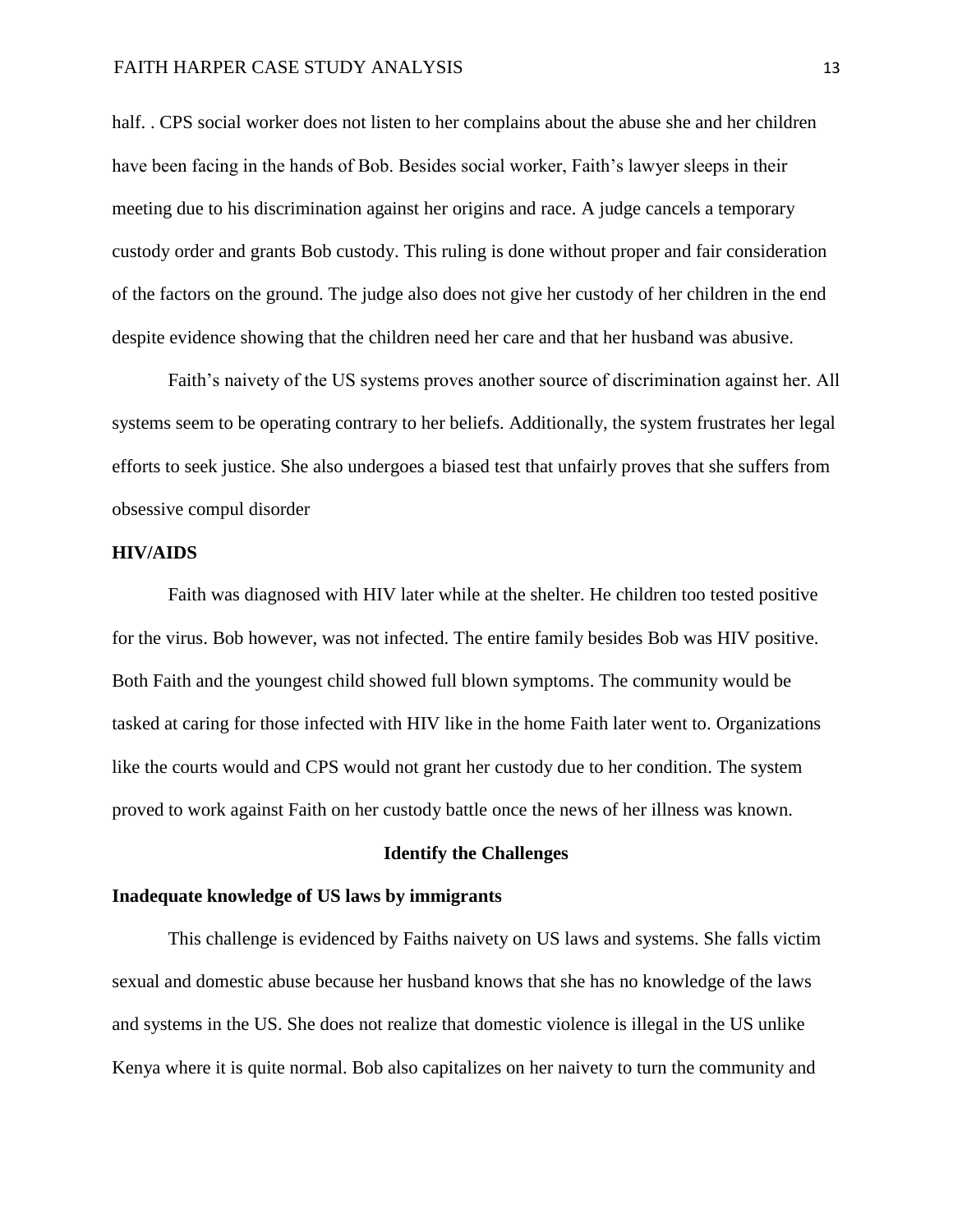half. . CPS social worker does not listen to her complains about the abuse she and her children have been facing in the hands of Bob. Besides social worker, Faith's lawyer sleeps in their meeting due to his discrimination against her origins and race. A judge cancels a temporary custody order and grants Bob custody. This ruling is done without proper and fair consideration of the factors on the ground. The judge also does not give her custody of her children in the end despite evidence showing that the children need her care and that her husband was abusive.

Faith's naivety of the US systems proves another source of discrimination against her. All systems seem to be operating contrary to her beliefs. Additionally, the system frustrates her legal efforts to seek justice. She also undergoes a biased test that unfairly proves that she suffers from obsessive compul disorder

**HIV/AIDS**

Faith was diagnosed with HIV later while at the shelter. He children too tested positive for the virus. Bob however, was not infected. The entire family besides Bob was HIV positive. Both Faith and the youngest child showed full blown symptoms. The community would be tasked at caring for those infected with HIV like in the home Faith later went to. Organizations like the courts would and CPS would not grant her custody due to her condition. The system proved to work against Faith on her custody battle once the news of her illness was known.

## Identify the Challenges

**Inadequate knowledge of US laws by immigrants**

This challenge is evidenced by Faiths naivety on US laws and systems. She falls victim sexual and domestic abuse because her husband knows that she has no knowledge of the laws and systems in the US. She does not realize that domestic violence is illegal in the US unlike Kenya where it is quite normal. Bob also capitalizes on her naivety to turn the community and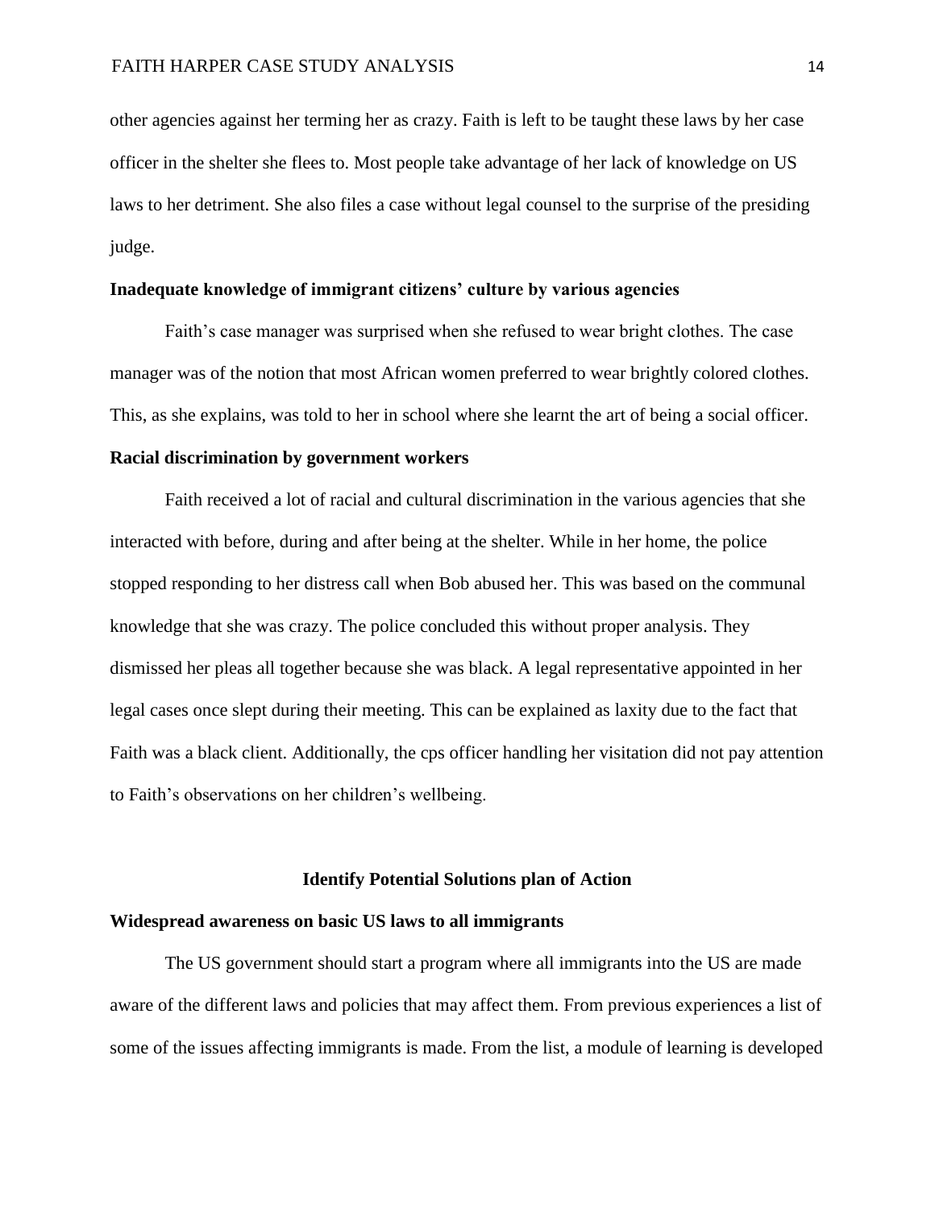other agencies against her terming her as crazy. Faith is left to be taught these laws by her case officer in the shelter she flees to. Most people take advantage of her lack of knowledge on US laws to her detriment. She also files a case without legal counsel to the surprise of the presiding judge.

**Inadequate knowledge of immigrant citizens' culture by various agencies**

Faith's case manager was surprised when she refused to wear bright clothes. The case manager was of the notion that most African women preferred to wear brightly colored clothes. This, as she explains, was told to her in school where she learnt the art of being a social officer.

**Racial discrimination by government workers**

Faith received a lot of racial and cultural discrimination in the various agencies that she interacted with before, during and after being at the shelter. While in her home, the police stopped responding to her distress call when Bob abused her. This was based on the communal knowledge that she was crazy. The police concluded this without proper analysis. They dismissed her pleas all together because she was black. A legal representative appointed in her legal cases once slept during their meeting. This can be explained as laxity due to the fact that Faith was a black client. Additionally, the cps officer handling her visitation did not pay attention to Faith's observations on her children's wellbeing.

## Identify Potential Solutions plan of Action

**Widespread awareness on basic US laws to all immigrants**

The US government should start a program where all immigrants into the US are made aware of the different laws and policies that may affect them. From previous experiences a list of some of the issues affecting immigrants is made. From the list, a module of learning is developed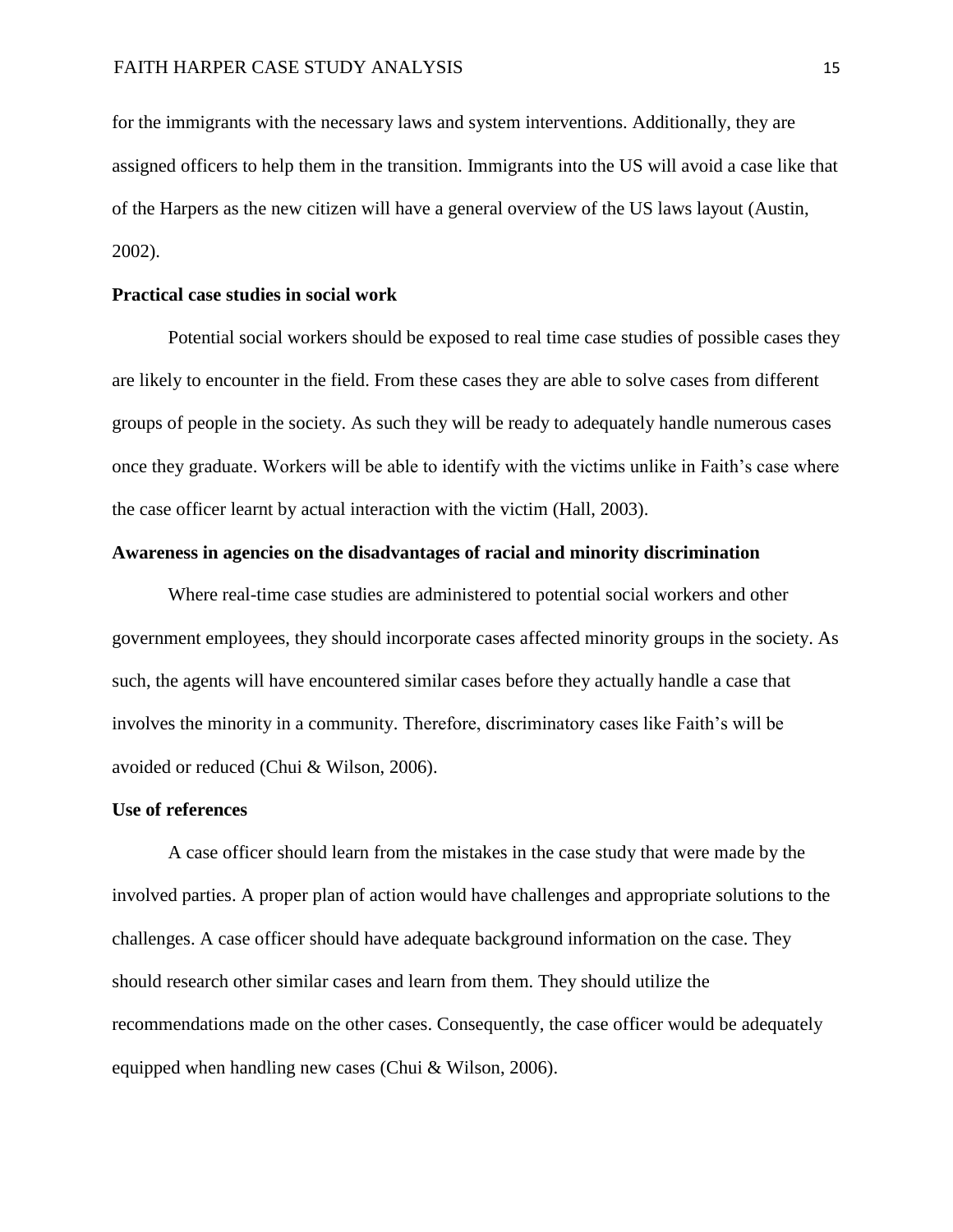for the immigrants with the necessary laws and system interventions. Additionally, they are assigned officers to help them in the transition. Immigrants into the US will avoid a case like that of the Harpers as the new citizen will have a general overview of the US laws layout (Austin, 2002).

**Practical case studies in social work**

Potential social workers should be exposed to real time case studies of possible cases they are likely to encounter in the field. From these cases they are able to solve cases from different groups of people in the society. As such they will be ready to adequately handle numerous cases once they graduate. Workers will be able to identify with the victims unlike in Faith's case where the case officer learnt by actual interaction with the victim (Hall, 2003).

**Awareness in agencies on the disadvantages of racial and minority discrimination**

Where real-time case studies are administered to potential social workers and other government employees, they should incorporate cases affected minority groups in the society. As such, the agents will have encountered similar cases before they actually handle a case that involves the minority in a community. Therefore, discriminatory cases like Faith's will be avoided or reduced (Chui & Wilson, 2006).

**Use of references**

A case officer should learn from the mistakes in the case study that were made by the involved parties. A proper plan of action would have challenges and appropriate solutions to the challenges. A case officer should have adequate background information on the case. They should research other similar cases and learn from them. They should utilize the recommendations made on the other cases. Consequently, the case officer would be adequately equipped when handling new cases (Chui & Wilson, 2006).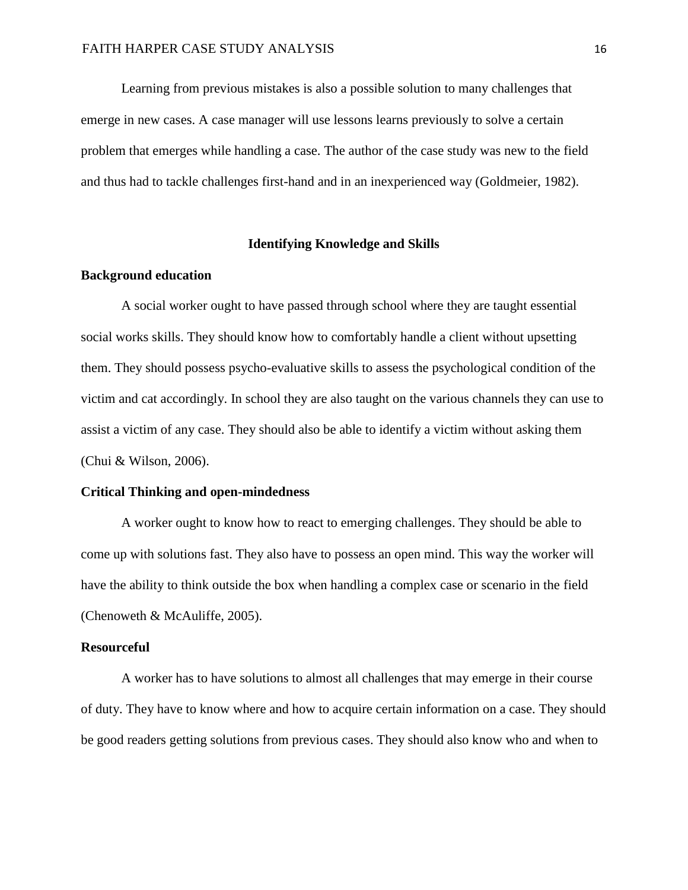Learning from previous mistakes is also a possible solution to many challenges that emerge in new cases. A case manager will use lessons learns previously to solve a certain problem that emerges while handling a case. The author of the case study was new to the field and thus had to tackle challenges first-hand and in an inexperienced way (Goldmeier, 1982).

## Identifying Knowledge and Skills

### Background education

A social worker ought to have passed through school where they are taught essential social works skills. They should know how to comfortably handle a client without upsetting them. They should possess psycho-evaluative skills to assess the psychological condition of the victim and cat accordingly. In school they are also taught on the various channels they can use to assist a victim of any case. They should also be able to identify a victim without asking them (Chui & Wilson, 2006).

### Critical Thinking and open-mindedness

A worker ought to know how to react to emerging challenges. They should be able to come up with solutions fast. They also have to possess an open mind. This way the worker will have the ability to think outside the box when handling a complex case or scenario in the field (Chenoweth & McAuliffe, 2005).

### Resourceful

A worker has to have solutions to almost all challenges that may emerge in their course of duty. They have to know where and how to acquire certain information on a case. They should be good readers getting solutions from previous cases. They should also know who and when to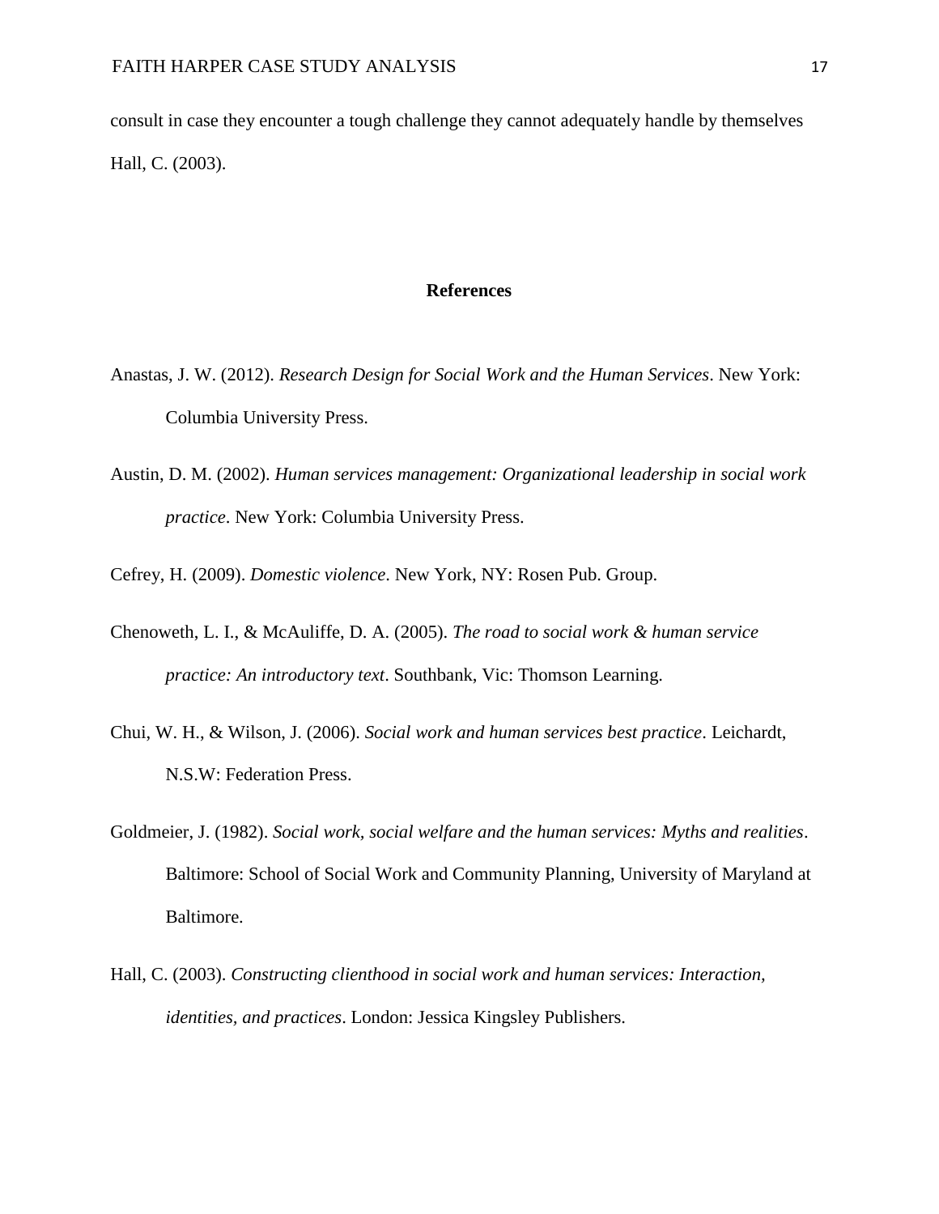consult in case they encounter a tough challenge they cannot adequately handle by themselves Hall, C. (2003).

## References

Anastas, J. W. (2012). *Research Design for Social Work and the Human Services*. New York: Columbia University Press.

Austin, D. M. (2002). *Human services management: Organizational leadership in social work practice*. New York: Columbia University Press.

Cefrey, H. (2009). *Domestic violence*. New York, NY: Rosen Pub. Group.

Chenoweth, L. I., & McAuliffe, D. A. (2005). *The road to social work & human service practice: An introductory text*. Southbank, Vic: Thomson Learning.

Chui, W. H., & Wilson, J. (2006). *Social work and human services best practice*. Leichardt, N.S.W: Federation Press.

Goldmeier, J. (1982). *Social work, social welfare and the human services: Myths and realities*. Baltimore: School of Social Work and Community Planning, University of Maryland at Baltimore.

Hall, C. (2003). *Constructing clienthood in social work and human services: Interaction, identities, and practices*. London: Jessica Kingsley Publishers.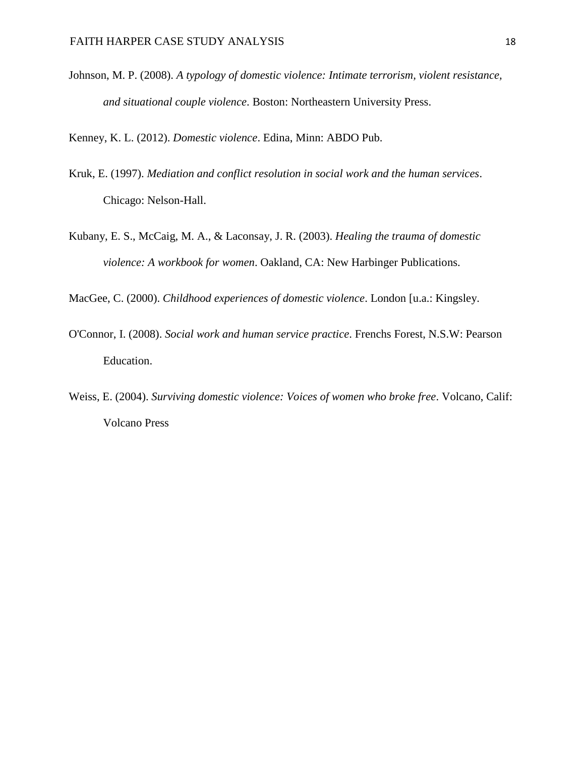Johnson, M. P. (2008). *A typology of domestic violence: Intimate terrorism, violent resistance, and situational couple violence*. Boston: Northeastern University Press.

Kenney, K. L. (2012). *Domestic violence*. Edina, Minn: ABDO Pub.

Kruk, E. (1997). *Mediation and conflict resolution in social work and the human services*. Chicago: Nelson-Hall.

Kubany, E. S., McCaig, M. A., & Laconsay, J. R. (2003). *Healing the trauma of domestic violence: A workbook for women*. Oakland, CA: New Harbinger Publications.

MacGee, C. (2000). *Childhood experiences of domestic violence*. London [u.a.: Kingsley.

O'Connor, I. (2008). *Social work and human service practice*. Frenchs Forest, N.S.W: Pearson Education.

Weiss, E. (2004). *Surviving domestic violence: Voices of women who broke free*. Volcano, Calif: Volcano Press